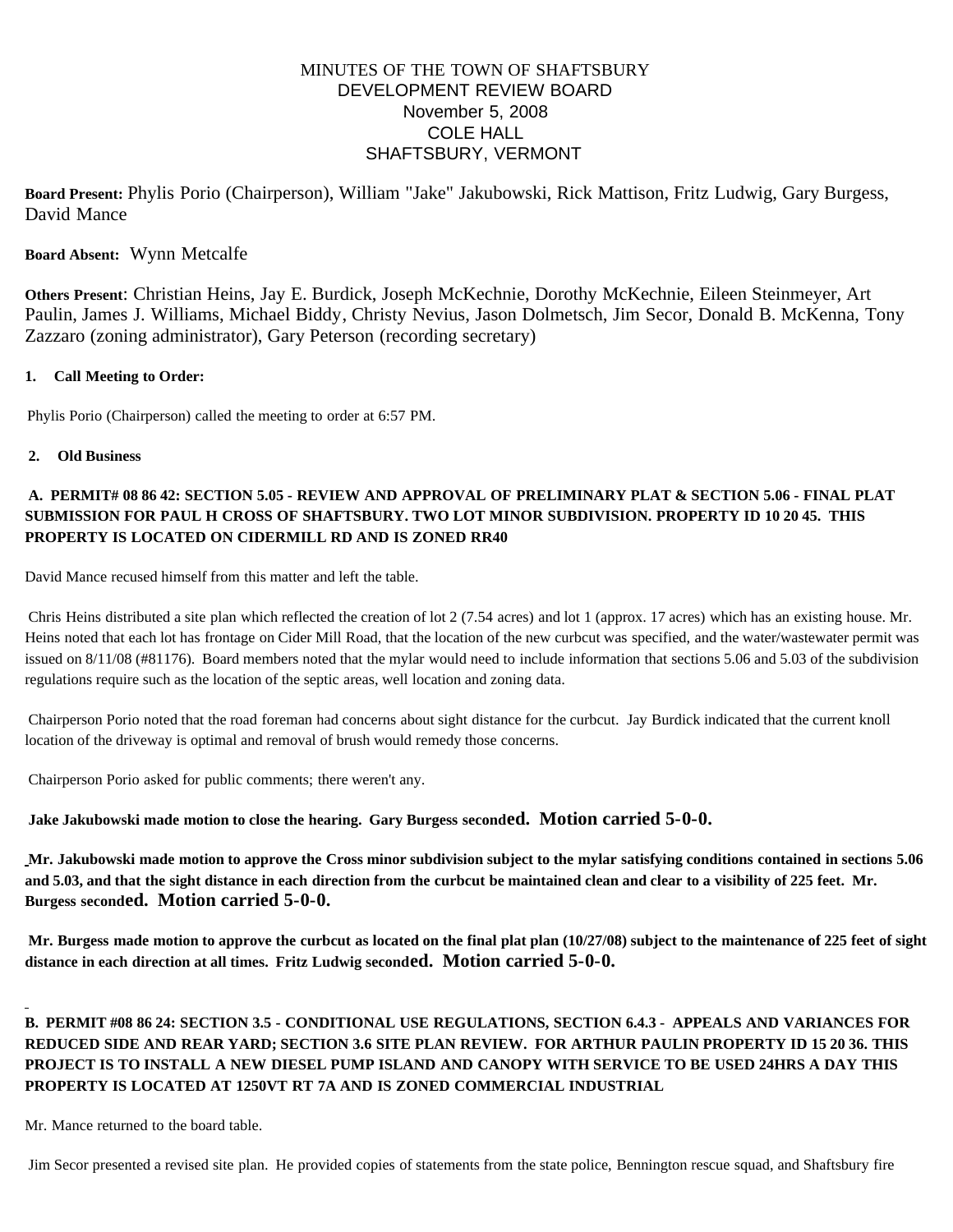# MINUTES OF THE TOWN OF SHAFTSBURY
## DEVELOPMENT REVIEW BOARD
### November 5, 2008
### COLE HALL
### SHAFTSBURY, VERMONT

**Board Present:** Phylis Porio (Chairperson), William "Jake" Jakubowski, Rick Mattison, Fritz Ludwig, Gary Burgess, David Mance

**Board Absent:** Wynn Metcalfe

**Others Present**: Christian Heins, Jay E. Burdick, Joseph McKechnie, Dorothy McKechnie, Eileen Steinmeyer, Art Paulin, James J. Williams, Michael Biddy, Christy Nevius, Jason Dolmetsch, Jim Secor, Donald B. McKenna, Tony Zazzaro (zoning administrator), Gary Peterson (recording secretary)

**1. Call Meeting to Order:**

Phylis Porio (Chairperson) called the meeting to order at 6:57 PM.

**2. Old Business**

**A. PERMIT# 08 86 42: SECTION 5.05 - REVIEW AND APPROVAL OF PRELIMINARY PLAT & SECTION 5.06 - FINAL PLAT SUBMISSION FOR PAUL H CROSS OF SHAFTSBURY. TWO LOT MINOR SUBDIVISION. PROPERTY ID 10 20 45. THIS PROPERTY IS LOCATED ON CIDERMILL RD AND IS ZONED RR40**

David Mance recused himself from this matter and left the table.

Chris Heins distributed a site plan which reflected the creation of lot 2 (7.54 acres) and lot 1 (approx. 17 acres) which has an existing house. Mr. Heins noted that each lot has frontage on Cider Mill Road, that the location of the new curbcut was specified, and the water/wastewater permit was issued on 8/11/08 (#81176). Board members noted that the mylar would need to include information that sections 5.06 and 5.03 of the subdivision regulations require such as the location of the septic areas, well location and zoning data.

Chairperson Porio noted that the road foreman had concerns about sight distance for the curbcut. Jay Burdick indicated that the current knoll location of the driveway is optimal and removal of brush would remedy those concerns.

Chairperson Porio asked for public comments; there weren't any.

**Jake Jakubowski made motion to close the hearing. Gary Burgess seconded. Motion carried 5-0-0.**

**Mr. Jakubowski made motion to approve the Cross minor subdivision subject to the mylar satisfying conditions contained in sections 5.06 and 5.03, and that the sight distance in each direction from the curbcut be maintained clean and clear to a visibility of 225 feet. Mr. Burgess seconded. Motion carried 5-0-0.**

**Mr. Burgess made motion to approve the curbcut as located on the final plat plan (10/27/08) subject to the maintenance of 225 feet of sight distance in each direction at all times. Fritz Ludwig seconded. Motion carried 5-0-0.**

**B. PERMIT #08 86 24: SECTION 3.5 - CONDITIONAL USE REGULATIONS, SECTION 6.4.3 - APPEALS AND VARIANCES FOR REDUCED SIDE AND REAR YARD; SECTION 3.6 SITE PLAN REVIEW. FOR ARTHUR PAULIN PROPERTY ID 15 20 36. THIS PROJECT IS TO INSTALL A NEW DIESEL PUMP ISLAND AND CANOPY WITH SERVICE TO BE USED 24HRS A DAY THIS PROPERTY IS LOCATED AT 1250VT RT 7A AND IS ZONED COMMERCIAL INDUSTRIAL**

Mr. Mance returned to the board table.

Jim Secor presented a revised site plan. He provided copies of statements from the state police, Bennington rescue squad, and Shaftsbury fire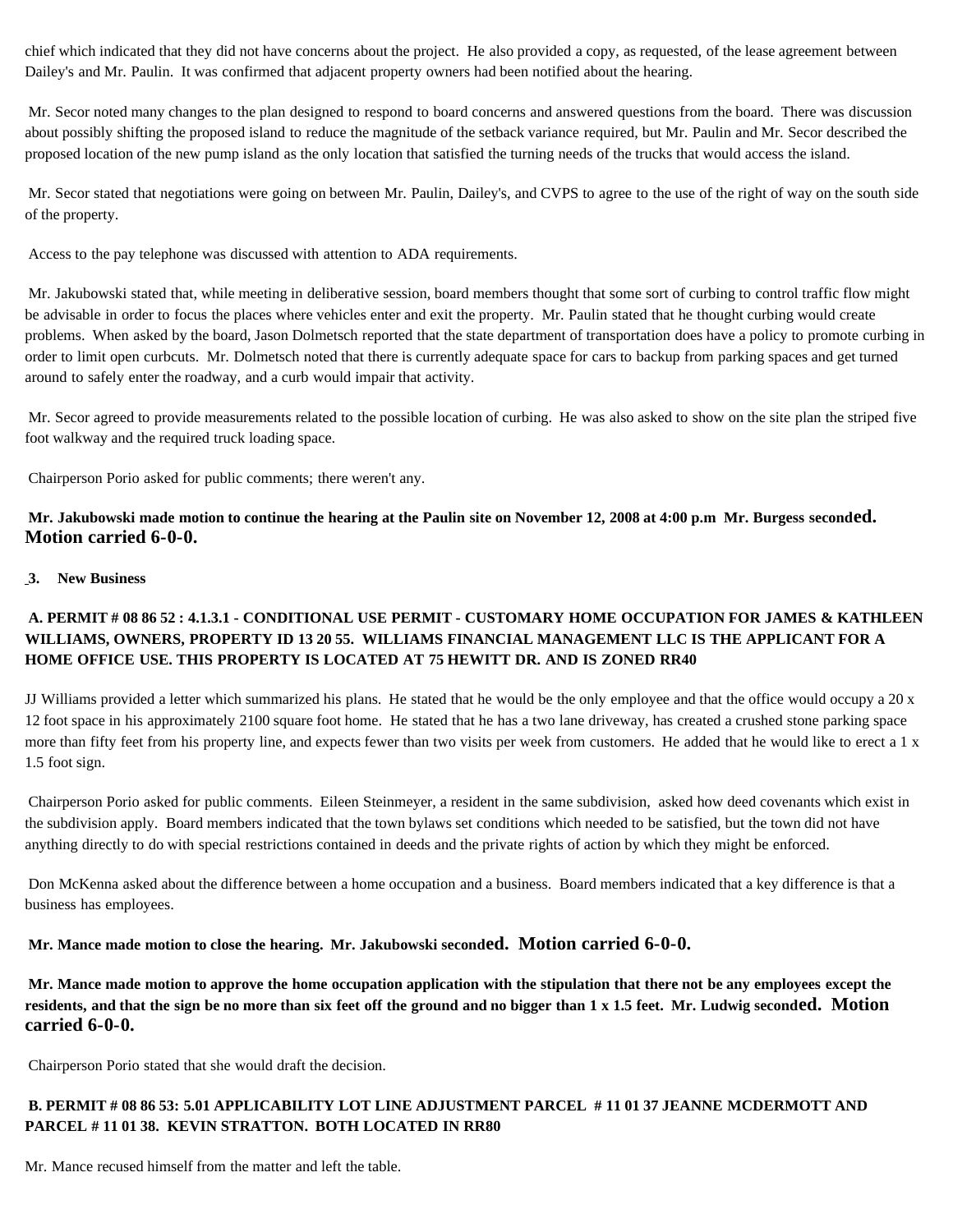chief which indicated that they did not have concerns about the project. He also provided a copy, as requested, of the lease agreement between Dailey's and Mr. Paulin. It was confirmed that adjacent property owners had been notified about the hearing.

Mr. Secor noted many changes to the plan designed to respond to board concerns and answered questions from the board. There was discussion about possibly shifting the proposed island to reduce the magnitude of the setback variance required, but Mr. Paulin and Mr. Secor described the proposed location of the new pump island as the only location that satisfied the turning needs of the trucks that would access the island.

Mr. Secor stated that negotiations were going on between Mr. Paulin, Dailey's, and CVPS to agree to the use of the right of way on the south side of the property.

Access to the pay telephone was discussed with attention to ADA requirements.

Mr. Jakubowski stated that, while meeting in deliberative session, board members thought that some sort of curbing to control traffic flow might be advisable in order to focus the places where vehicles enter and exit the property. Mr. Paulin stated that he thought curbing would create problems. When asked by the board, Jason Dolmetsch reported that the state department of transportation does have a policy to promote curbing in order to limit open curbcuts. Mr. Dolmetsch noted that there is currently adequate space for cars to backup from parking spaces and get turned around to safely enter the roadway, and a curb would impair that activity.

Mr. Secor agreed to provide measurements related to the possible location of curbing. He was also asked to show on the site plan the striped five foot walkway and the required truck loading space.

Chairperson Porio asked for public comments; there weren't any.

**Mr. Jakubowski made motion to continue the hearing at the Paulin site on November 12, 2008 at 4:00 p.m Mr. Burgess seconded. Motion carried 6-0-0.**

**3. New Business**

**A. PERMIT # 08 86 52 : 4.1.3.1 - CONDITIONAL USE PERMIT - CUSTOMARY HOME OCCUPATION FOR JAMES & KATHLEEN WILLIAMS, OWNERS, PROPERTY ID 13 20 55. WILLIAMS FINANCIAL MANAGEMENT LLC IS THE APPLICANT FOR A HOME OFFICE USE. THIS PROPERTY IS LOCATED AT 75 HEWITT DR. AND IS ZONED RR40**

JJ Williams provided a letter which summarized his plans. He stated that he would be the only employee and that the office would occupy a 20 x 12 foot space in his approximately 2100 square foot home. He stated that he has a two lane driveway, has created a crushed stone parking space more than fifty feet from his property line, and expects fewer than two visits per week from customers. He added that he would like to erect a 1 x 1.5 foot sign.

Chairperson Porio asked for public comments. Eileen Steinmeyer, a resident in the same subdivision, asked how deed covenants which exist in the subdivision apply. Board members indicated that the town bylaws set conditions which needed to be satisfied, but the town did not have anything directly to do with special restrictions contained in deeds and the private rights of action by which they might be enforced.

Don McKenna asked about the difference between a home occupation and a business. Board members indicated that a key difference is that a business has employees.

**Mr. Mance made motion to close the hearing. Mr. Jakubowski seconded. Motion carried 6-0-0.**

**Mr. Mance made motion to approve the home occupation application with the stipulation that there not be any employees except the residents, and that the sign be no more than six feet off the ground and no bigger than 1 x 1.5 feet. Mr. Ludwig seconded. Motion carried 6-0-0.**

Chairperson Porio stated that she would draft the decision.

**B. PERMIT # 08 86 53: 5.01 APPLICABILITY LOT LINE ADJUSTMENT PARCEL # 11 01 37 JEANNE MCDERMOTT AND PARCEL # 11 01 38. KEVIN STRATTON. BOTH LOCATED IN RR80**

Mr. Mance recused himself from the matter and left the table.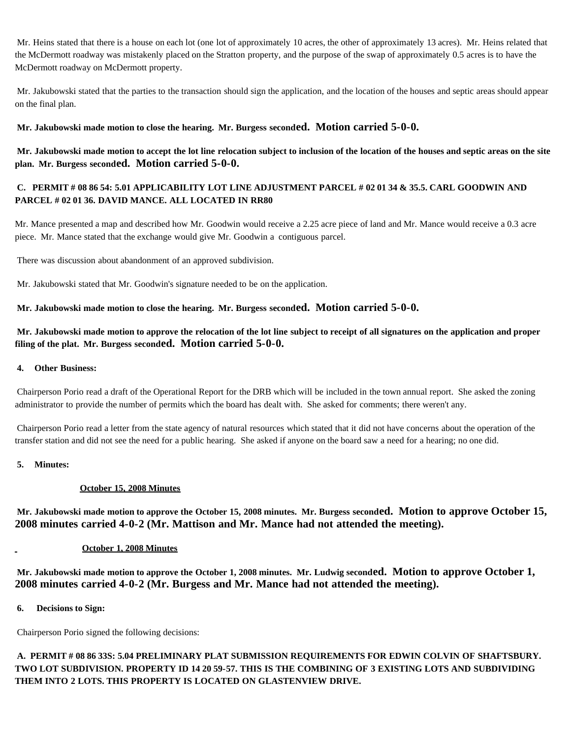Mr. Heins stated that there is a house on each lot (one lot of approximately 10 acres, the other of approximately 13 acres). Mr. Heins related that the McDermott roadway was mistakenly placed on the Stratton property, and the purpose of the swap of approximately 0.5 acres is to have the McDermott roadway on McDermott property.

Mr. Jakubowski stated that the parties to the transaction should sign the application, and the location of the houses and septic areas should appear on the final plan.

**Mr. Jakubowski made motion to close the hearing. Mr. Burgess seconded. Motion carried 5-0-0.**

**Mr. Jakubowski made motion to accept the lot line relocation subject to inclusion of the location of the houses and septic areas on the site plan. Mr. Burgess seconded. Motion carried 5-0-0.**

**C. PERMIT # 08 86 54: 5.01 APPLICABILITY LOT LINE ADJUSTMENT PARCEL # 02 01 34 & 35.5. CARL GOODWIN AND PARCEL # 02 01 36. DAVID MANCE. ALL LOCATED IN RR80**

Mr. Mance presented a map and described how Mr. Goodwin would receive a 2.25 acre piece of land and Mr. Mance would receive a 0.3 acre piece. Mr. Mance stated that the exchange would give Mr. Goodwin a contiguous parcel.

There was discussion about abandonment of an approved subdivision.

Mr. Jakubowski stated that Mr. Goodwin's signature needed to be on the application.

**Mr. Jakubowski made motion to close the hearing. Mr. Burgess seconded. Motion carried 5-0-0.**

**Mr. Jakubowski made motion to approve the relocation of the lot line subject to receipt of all signatures on the application and proper filing of the plat. Mr. Burgess seconded. Motion carried 5-0-0.**

**4. Other Business:**

Chairperson Porio read a draft of the Operational Report for the DRB which will be included in the town annual report. She asked the zoning administrator to provide the number of permits which the board has dealt with. She asked for comments; there weren't any.

Chairperson Porio read a letter from the state agency of natural resources which stated that it did not have concerns about the operation of the transfer station and did not see the need for a public hearing. She asked if anyone on the board saw a need for a hearing; no one did.

**5. Minutes:**

**October 15, 2008 Minutes**

**Mr. Jakubowski made motion to approve the October 15, 2008 minutes. Mr. Burgess seconded. Motion to approve October 15, 2008 minutes carried 4-0-2 (Mr. Mattison and Mr. Mance had not attended the meeting).**

**October 1, 2008 Minutes**

**Mr. Jakubowski made motion to approve the October 1, 2008 minutes. Mr. Ludwig seconded. Motion to approve October 1, 2008 minutes carried 4-0-2 (Mr. Burgess and Mr. Mance had not attended the meeting).**

**6. Decisions to Sign:**

Chairperson Porio signed the following decisions:

**A. PERMIT # 08 86 33S: 5.04 PRELIMINARY PLAT SUBMISSION REQUIREMENTS FOR EDWIN COLVIN OF SHAFTSBURY. TWO LOT SUBDIVISION. PROPERTY ID 14 20 59-57. THIS IS THE COMBINING OF 3 EXISTING LOTS AND SUBDIVIDING THEM INTO 2 LOTS. THIS PROPERTY IS LOCATED ON GLASTENVIEW DRIVE.**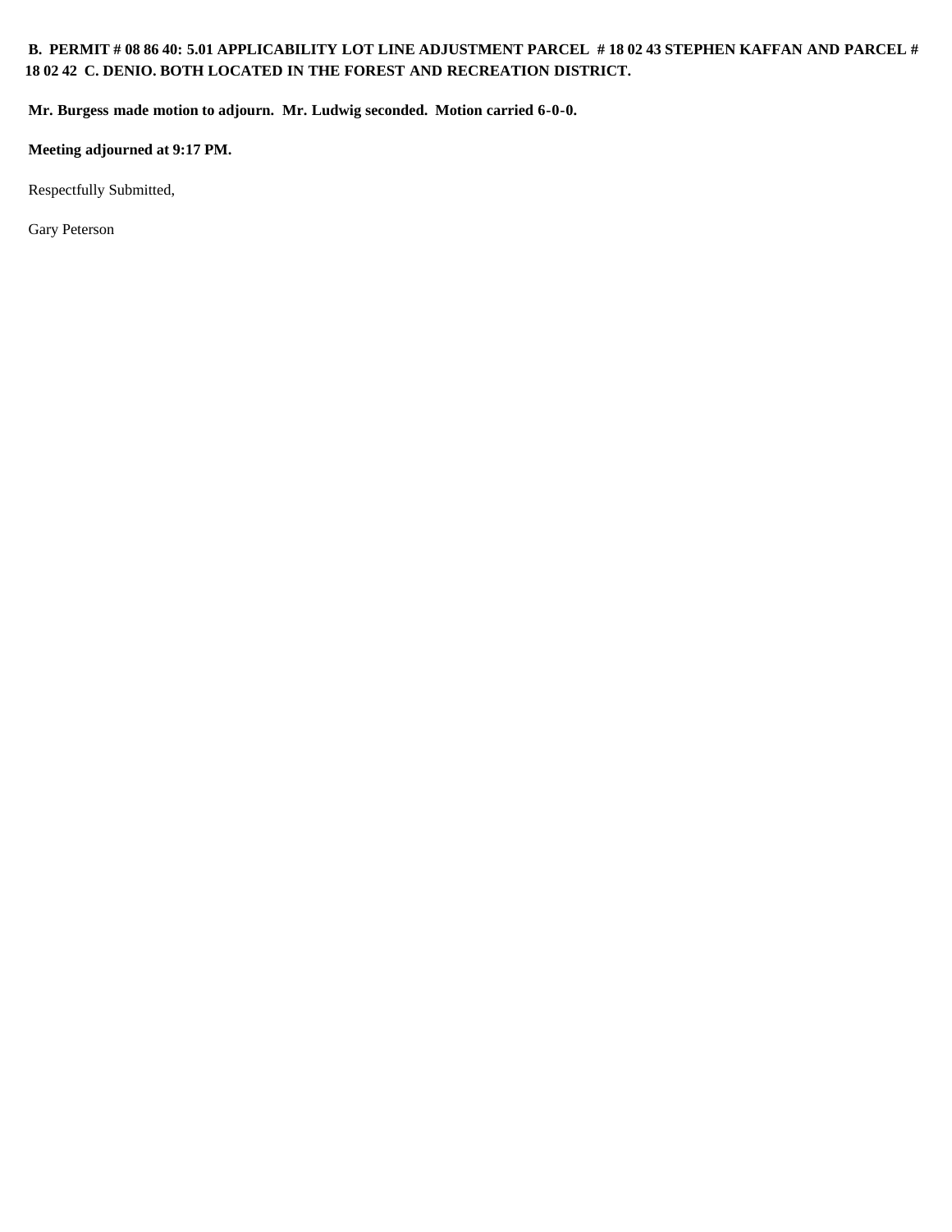**B. PERMIT # 08 86 40: 5.01 APPLICABILITY LOT LINE ADJUSTMENT PARCEL # 18 02 43 STEPHEN KAFFAN AND PARCEL # 18 02 42 C. DENIO. BOTH LOCATED IN THE FOREST AND RECREATION DISTRICT.**

**Mr. Burgess made motion to adjourn. Mr. Ludwig seconded. Motion carried 6-0-0.**

**Meeting adjourned at 9:17 PM.**

Respectfully Submitted,

Gary Peterson